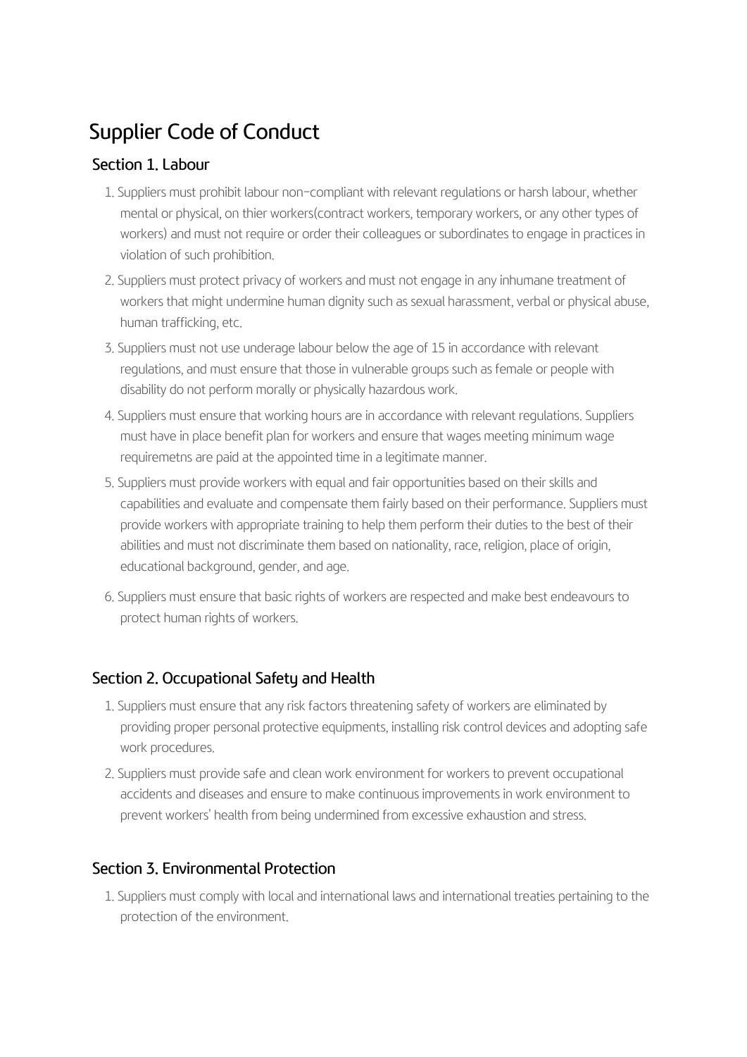# Supplier Code of Conduct

## Section 1. Labour

1. Suppliers must prohibit labour non-compliant with relevant regulations or harsh labour, whether mental or physical, on thier workers(contract workers, temporary workers, or any other types of workers) and must not require or order their colleagues or subordinates to engage in practices in violation of such prohibition.
2. Suppliers must protect privacy of workers and must not engage in any inhumane treatment of workers that might undermine human dignity such as sexual harassment, verbal or physical abuse, human trafficking, etc.
3. Suppliers must not use underage labour below the age of 15 in accordance with relevant regulations, and must ensure that those in vulnerable groups such as female or people with disability do not perform morally or physically hazardous work.
4. Suppliers must ensure that working hours are in accordance with relevant regulations. Suppliers must have in place benefit plan for workers and ensure that wages meeting minimum wage requiremetns are paid at the appointed time in a legitimate manner.
5. Suppliers must provide workers with equal and fair opportunities based on their skills and capabilities and evaluate and compensate them fairly based on their performance. Suppliers must provide workers with appropriate training to help them perform their duties to the best of their abilities and must not discriminate them based on nationality, race, religion, place of origin, educational background, gender, and age.
6. Suppliers must ensure that basic rights of workers are respected and make best endeavours to protect human rights of workers.

## Section 2. Occupational Safety and Health

1. Suppliers must ensure that any risk factors threatening safety of workers are eliminated by providing proper personal protective equipments, installing risk control devices and adopting safe work procedures.
2. Suppliers must provide safe and clean work environment for workers to prevent occupational accidents and diseases and ensure to make continuous improvements in work environment to prevent workers' health from being undermined from excessive exhaustion and stress.

## Section 3. Environmental Protection

1. Suppliers must comply with local and international laws and international treaties pertaining to the protection of the environment.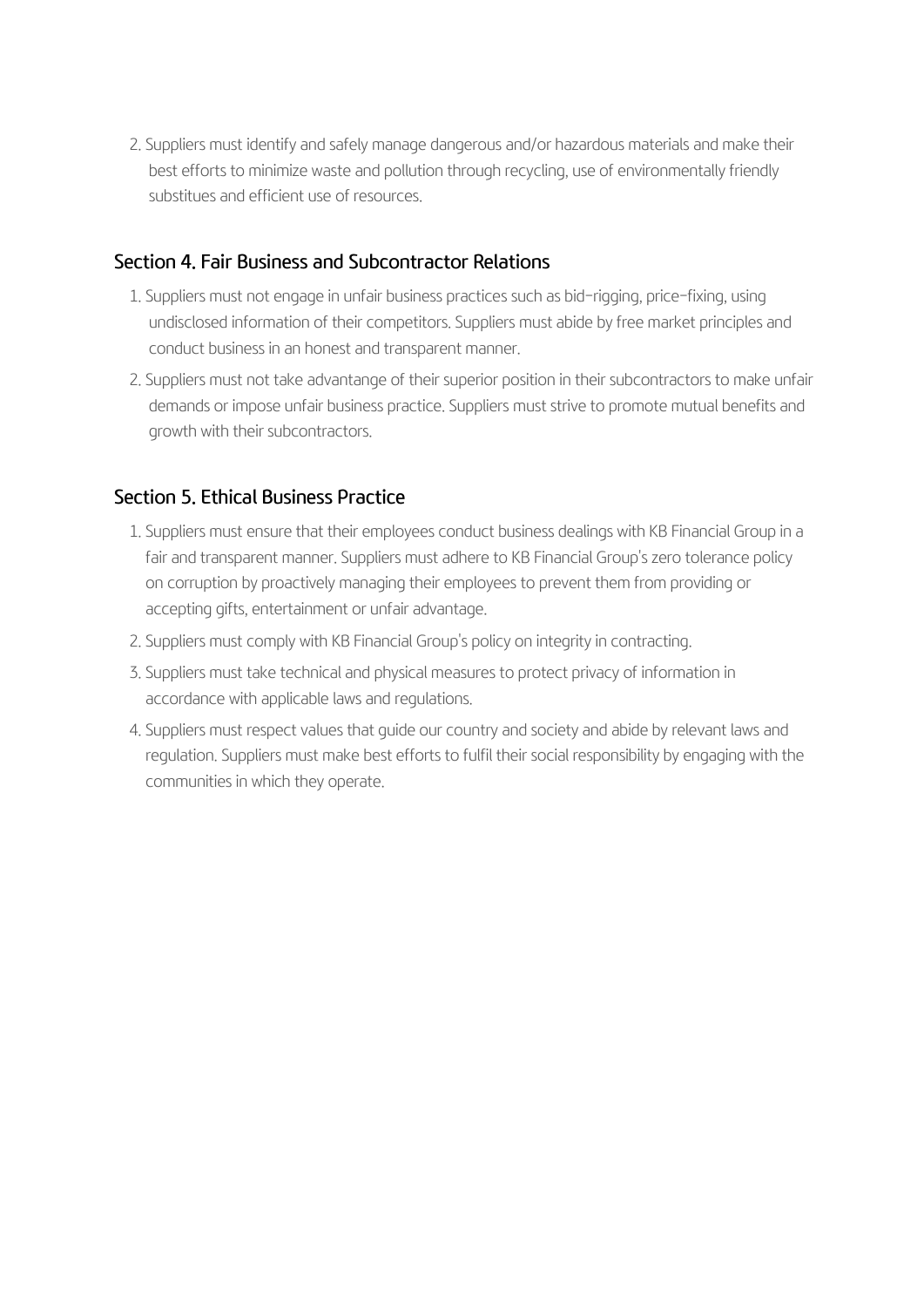2. Suppliers must identify and safely manage dangerous and/or hazardous materials and make their best efforts to minimize waste and pollution through recycling, use of environmentally friendly substitues and efficient use of resources.

## Section 4. Fair Business and Subcontractor Relations

1. Suppliers must not engage in unfair business practices such as bid-rigging, price-fixing, using undisclosed information of their competitors. Suppliers must abide by free market principles and conduct business in an honest and transparent manner.
2. Suppliers must not take advantange of their superior position in their subcontractors to make unfair demands or impose unfair business practice. Suppliers must strive to promote mutual benefits and growth with their subcontractors.

## Section 5. Ethical Business Practice

1. Suppliers must ensure that their employees conduct business dealings with KB Financial Group in a fair and transparent manner. Suppliers must adhere to KB Financial Group's zero tolerance policy on corruption by proactively managing their employees to prevent them from providing or accepting gifts, entertainment or unfair advantage.
2. Suppliers must comply with KB Financial Group's policy on integrity in contracting.
3. Suppliers must take technical and physical measures to protect privacy of information in accordance with applicable laws and regulations.
4. Suppliers must respect values that guide our country and society and abide by relevant laws and regulation. Suppliers must make best efforts to fulfil their social responsibility by engaging with the communities in which they operate.